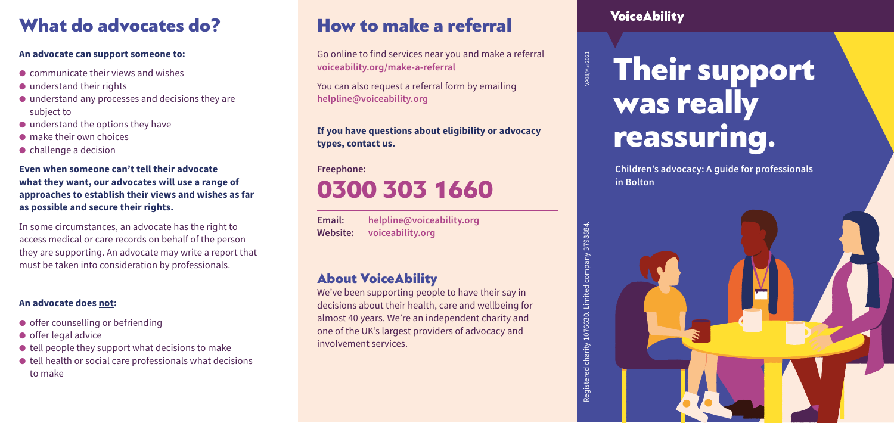## What do advocates do?

**An advocate can support someone to:**

- communicate their views and wishes
- understand their rights
- understand any processes and decisions they are subject to
- understand the options they have
- make their own choices
- challenge a decision

**Even when someone can't tell their advocate what they want, our advocates will use a range of approaches to establish their views and wishes as far as possible and secure their rights.**

In some circumstances, an advocate has the right to access medical or care records on behalf of the person they are supporting. An advocate may write a report that must be taken into consideration by professionals.

**An advocate does not:**

- offer counselling or befriending
- offer legal advice
- tell people they support what decisions to make
- tell health or social care professionals what decisions to make

## How to make a referral

Go online to find services near you and make a referral **voiceability.org/make-a-referral**

You can also request a referral form by emailing **helpline@voiceability.org**

**If you have questions about eligibility or advocacy types, contact us.**

Freephone:

# 0300 303 1660

**Email:** helpline@voiceability.org
**Website:** voiceability.org

### About VoiceAbility

We've been supporting people to have their say in decisions about their health, care and wellbeing for almost 40 years. We're an independent charity and one of the UK's largest providers of advocacy and involvement services.

VoiceAbility

VA08/Mar2021

# Their support was really reassuring.

**Children's advocacy: A guide for professionals in Bolton**

Registered charity 1076630. Limited company 3798884.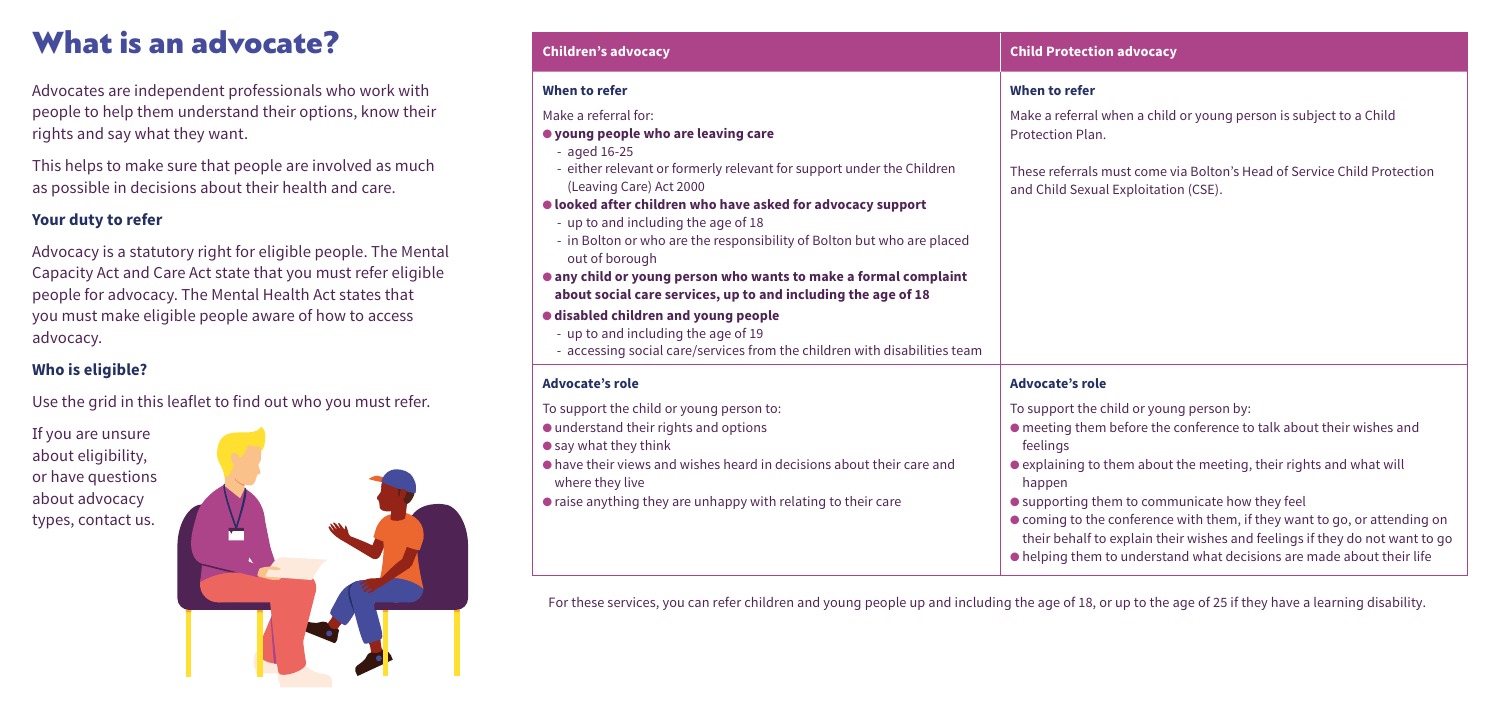# What is an advocate?

Advocates are independent professionals who work with people to help them understand their options, know their rights and say what they want.

This helps to make sure that people are involved as much as possible in decisions about their health and care.

## Your duty to refer

Advocacy is a statutory right for eligible people. The Mental Capacity Act and Care Act state that you must refer eligible people for advocacy. The Mental Health Act states that you must make eligible people aware of how to access advocacy.

## Who is eligible?

Use the grid in this leaflet to find out who you must refer.

If you are unsure about eligibility, or have questions about advocacy types, contact us.

| Children's advocacy | Child Protection advocacy |
| --- | --- |
| **When to refer**<br><br>Make a referral for:<br>• **young people who are leaving care**<br>- aged 16-25<br>- either relevant or formerly relevant for support under the Children (Leaving Care) Act 2000<br>• **looked after children who have asked for advocacy support**<br>- up to and including the age of 18<br>- in Bolton or who are the responsibility of Bolton but who are placed out of borough<br>• **any child or young person who wants to make a formal complaint about social care services, up to and including the age of 18**<br>• **disabled children and young people**<br>- up to and including the age of 19<br>- accessing social care/services from the children with disabilities team | **When to refer**<br><br>Make a referral when a child or young person is subject to a Child Protection Plan.<br><br>These referrals must come via Bolton's Head of Service Child Protection and Child Sexual Exploitation (CSE). |
| **Advocate's role**<br><br>To support the child or young person to:<br>• understand their rights and options<br>• say what they think<br>• have their views and wishes heard in decisions about their care and where they live<br>• raise anything they are unhappy with relating to their care | **Advocate's role**<br><br>To support the child or young person by:<br>• meeting them before the conference to talk about their wishes and feelings<br>• explaining to them about the meeting, their rights and what will happen<br>• supporting them to communicate how they feel<br>• coming to the conference with them, if they want to go, or attending on their behalf to explain their wishes and feelings if they do not want to go<br>• helping them to understand what decisions are made about their life |

For these services, you can refer children and young people up and including the age of 18, or up to the age of 25 if they have a learning disability.